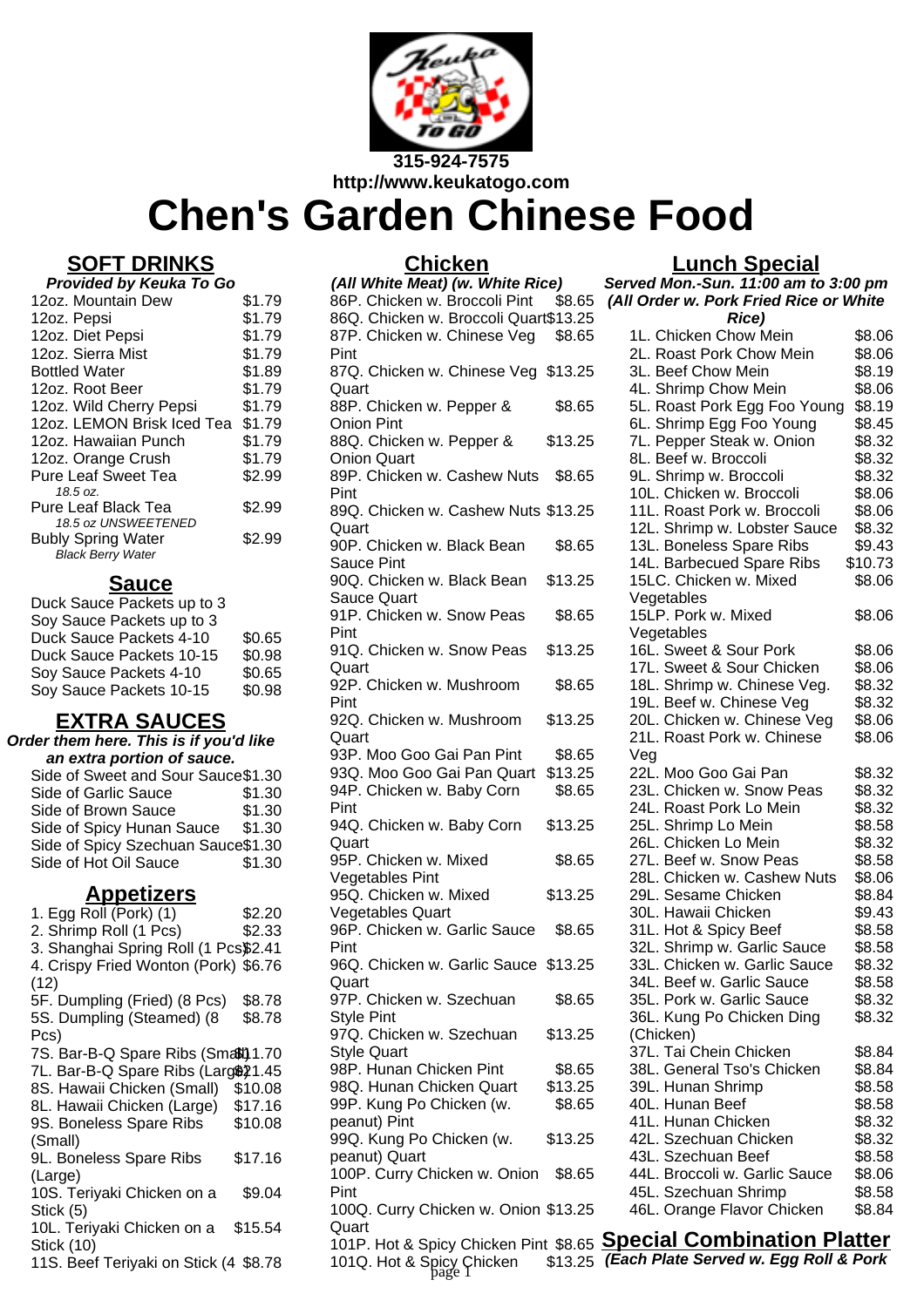315-924-7575
http://www.keukatogo.com

# Chen's Garden Chinese Food

## SOFT DRINKS

***Provided by Keuka To Go***

| Item | Price |
|---|---|
| 12oz. Mountain Dew | $1.79 |
| 12oz. Pepsi | $1.79 |
| 12oz. Diet Pepsi | $1.79 |
| 12oz. Sierra Mist | $1.79 |
| Bottled Water | $1.89 |
| 12oz. Root Beer | $1.79 |
| 12oz. Wild Cherry Pepsi | $1.79 |
| 12oz. LEMON Brisk Iced Tea | $1.79 |
| 12oz. Hawaiian Punch | $1.79 |
| 12oz. Orange Crush | $1.79 |
| Pure Leaf Sweet Tea *18.5 oz.* | $2.99 |
| Pure Leaf Black Tea *18.5 oz UNSWEETENED* | $2.99 |
| Bubly Spring Water *Black Berry Water* | $2.99 |

## Sauce

| Item | Price |
|---|---|
| Duck Sauce Packets up to 3 | |
| Soy Sauce Packets up to 3 | |
| Duck Sauce Packets 4-10 | $0.65 |
| Duck Sauce Packets 10-15 | $0.98 |
| Soy Sauce Packets 4-10 | $0.65 |
| Soy Sauce Packets 10-15 | $0.98 |

## EXTRA SAUCES

***Order them here. This is if you'd like an extra portion of sauce.***

| Item | Price |
|---|---|
| Side of Sweet and Sour Sauce | $1.30 |
| Side of Garlic Sauce | $1.30 |
| Side of Brown Sauce | $1.30 |
| Side of Spicy Hunan Sauce | $1.30 |
| Side of Spicy Szechuan Sauce | $1.30 |
| Side of Hot Oil Sauce | $1.30 |

## Appetizers

| Item | Price |
|---|---|
| 1. Egg Roll (Pork) (1) | $2.20 |
| 2. Shrimp Roll (1 Pcs) | $2.33 |
| 3. Shanghai Spring Roll (1 Pcs) | $2.41 |
| 4. Crispy Fried Wonton (Pork) (12) | $6.76 |
| 5F. Dumpling (Fried) (8 Pcs) | $8.78 |
| 5S. Dumpling (Steamed) (8 Pcs) | $8.78 |
| 7S. Bar-B-Q Spare Ribs (Small) | $11.70 |
| 7L. Bar-B-Q Spare Ribs (Large) | $21.45 |
| 8S. Hawaii Chicken (Small) | $10.08 |
| 8L. Hawaii Chicken (Large) | $17.16 |
| 9S. Boneless Spare Ribs (Small) | $10.08 |
| 9L. Boneless Spare Ribs (Large) | $17.16 |
| 10S. Teriyaki Chicken on a Stick (5) | $9.04 |
| 10L. Teriyaki Chicken on a Stick (10) | $15.54 |
| 11S. Beef Teriyaki on Stick (4 | $8.78 |

## Chicken

***(All White Meat) (w. White Rice)***

| Item | Price |
|---|---|
| 86P. Chicken w. Broccoli Pint | $8.65 |
| 86Q. Chicken w. Broccoli Quart | $13.25 |
| 87P. Chicken w. Chinese Veg Pint | $8.65 |
| 87Q. Chicken w. Chinese Veg Quart | $13.25 |
| 88P. Chicken w. Pepper & Onion Pint | $8.65 |
| 88Q. Chicken w. Pepper & Onion Quart | $13.25 |
| 89P. Chicken w. Cashew Nuts Pint | $8.65 |
| 89Q. Chicken w. Cashew Nuts Quart | $13.25 |
| 90P. Chicken w. Black Bean Sauce Pint | $8.65 |
| 90Q. Chicken w. Black Bean Sauce Quart | $13.25 |
| 91P. Chicken w. Snow Peas Pint | $8.65 |
| 91Q. Chicken w. Snow Peas Quart | $13.25 |
| 92P. Chicken w. Mushroom Pint | $8.65 |
| 92Q. Chicken w. Mushroom Quart | $13.25 |
| 93P. Moo Goo Gai Pan Pint | $8.65 |
| 93Q. Moo Goo Gai Pan Quart | $13.25 |
| 94P. Chicken w. Baby Corn Pint | $8.65 |
| 94Q. Chicken w. Baby Corn Quart | $13.25 |
| 95P. Chicken w. Mixed Vegetables Pint | $8.65 |
| 95Q. Chicken w. Mixed Vegetables Quart | $13.25 |
| 96P. Chicken w. Garlic Sauce Pint | $8.65 |
| 96Q. Chicken w. Garlic Sauce Quart | $13.25 |
| 97P. Chicken w. Szechuan Style Pint | $8.65 |
| 97Q. Chicken w. Szechuan Style Quart | $13.25 |
| 98P. Hunan Chicken Pint | $8.65 |
| 98Q. Hunan Chicken Quart | $13.25 |
| 99P. Kung Po Chicken (w. peanut) Pint | $8.65 |
| 99Q. Kung Po Chicken (w. peanut) Quart | $13.25 |
| 100P. Curry Chicken w. Onion Pint | $8.65 |
| 100Q. Curry Chicken w. Onion Quart | $13.25 |
| 101P. Hot & Spicy Chicken Pint | $8.65 |
| 101Q. Hot & Spicy Chicken | $13.25 |

## Lunch Special

***Served Mon.-Sun. 11:00 am to 3:00 pm***
***(All Order w. Pork Fried Rice or White Rice)***

| Item | Price |
|---|---|
| 1L. Chicken Chow Mein | $8.06 |
| 2L. Roast Pork Chow Mein | $8.06 |
| 3L. Beef Chow Mein | $8.19 |
| 4L. Shrimp Chow Mein | $8.06 |
| 5L. Roast Pork Egg Foo Young | $8.19 |
| 6L. Shrimp Egg Foo Young | $8.45 |
| 7L. Pepper Steak w. Onion | $8.32 |
| 8L. Beef w. Broccoli | $8.32 |
| 9L. Shrimp w. Broccoli | $8.32 |
| 10L. Chicken w. Broccoli | $8.06 |
| 11L. Roast Pork w. Broccoli | $8.06 |
| 12L. Shrimp w. Lobster Sauce | $8.32 |
| 13L. Boneless Spare Ribs | $9.43 |
| 14L. Barbecued Spare Ribs | $10.73 |
| 15LC. Chicken w. Mixed Vegetables | $8.06 |
| 15LP. Pork w. Mixed Vegetables | $8.06 |
| 16L. Sweet & Sour Pork | $8.06 |
| 17L. Sweet & Sour Chicken | $8.06 |
| 18L. Shrimp w. Chinese Veg. | $8.32 |
| 19L. Beef w. Chinese Veg | $8.32 |
| 20L. Chicken w. Chinese Veg | $8.06 |
| 21L. Roast Pork w. Chinese Veg | $8.06 |
| 22L. Moo Goo Gai Pan | $8.32 |
| 23L. Chicken w. Snow Peas | $8.32 |
| 24L. Roast Pork Lo Mein | $8.32 |
| 25L. Shrimp Lo Mein | $8.58 |
| 26L. Chicken Lo Mein | $8.32 |
| 27L. Beef w. Snow Peas | $8.58 |
| 28L. Chicken w. Cashew Nuts | $8.06 |
| 29L. Sesame Chicken | $8.84 |
| 30L. Hawaii Chicken | $9.43 |
| 31L. Hot & Spicy Beef | $8.58 |
| 32L. Shrimp w. Garlic Sauce | $8.58 |
| 33L. Chicken w. Garlic Sauce | $8.32 |
| 34L. Beef w. Garlic Sauce | $8.58 |
| 35L. Pork w. Garlic Sauce | $8.32 |
| 36L. Kung Po Chicken Ding (Chicken) | $8.32 |
| 37L. Tai Chein Chicken | $8.84 |
| 38L. General Tso's Chicken | $8.84 |
| 39L. Hunan Shrimp | $8.58 |
| 40L. Hunan Beef | $8.58 |
| 41L. Hunan Chicken | $8.32 |
| 42L. Szechuan Chicken | $8.32 |
| 43L. Szechuan Beef | $8.58 |
| 44L. Broccoli w. Garlic Sauce | $8.06 |
| 45L. Szechuan Shrimp | $8.58 |
| 46L. Orange Flavor Chicken | $8.84 |

## Special Combination Platter

***(Each Plate Served w. Egg Roll & Pork***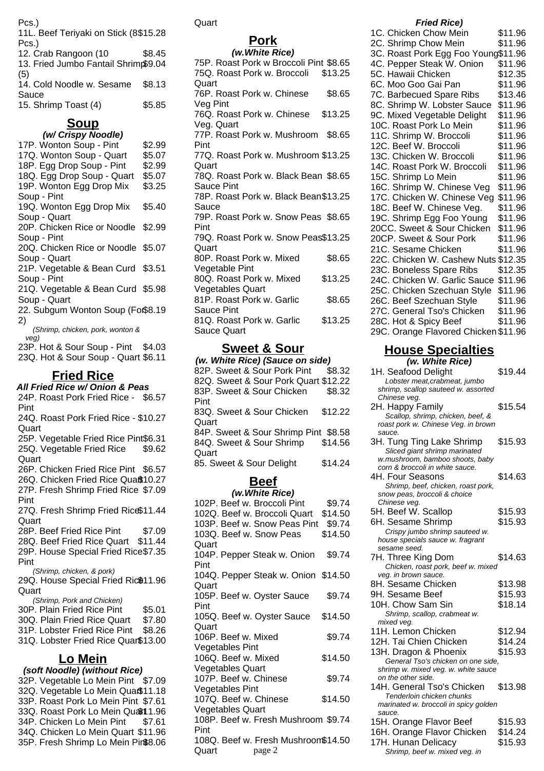Pcs.)

11L. Beef Teriyaki on Stick (8 Pcs.) $15.28

12. Crab Rangoon (10 $8.45

13. Fried Jumbo Fantail Shrimp (5) $9.04

14. Cold Noodle w. Sesame Sauce $8.13

15. Shrimp Toast (4) $5.85

## Soup

***(w/ Crispy Noodle)***

17P. Wonton Soup - Pint $2.99
17Q. Wonton Soup - Quart $5.07
18P. Egg Drop Soup - Pint $2.99
18Q. Egg Drop Soup - Quart $5.07
19P. Wonton Egg Drop Mix Soup - Pint $3.25
19Q. Wonton Egg Drop Mix Soup - Quart $5.40
20P. Chicken Rice or Noodle Soup - Pint $2.99
20Q. Chicken Rice or Noodle Soup - Quart $5.07
21P. Vegetable & Bean Curd Soup - Pint $3.51
21Q. Vegetable & Bean Curd Soup - Quart $5.98
22. Subgum Wonton Soup (For 2) $8.19
*(Shrimp, chicken, pork, wonton & veg)*
23P. Hot & Sour Soup - Pint $4.03
23Q. Hot & Sour Soup - Quart $6.11

## Fried Rice

***All Fried Rice w/ Onion & Peas***

24P. Roast Pork Fried Rice - Pint $6.57
24Q. Roast Pork Fried Rice - Quart $10.27
25P. Vegetable Fried Rice Pint $6.31
25Q. Vegetable Fried Rice Quart $9.62
26P. Chicken Fried Rice Pint $6.57
26Q. Chicken Fried Rice Quart $10.27
27P. Fresh Shrimp Fried Rice Pint $7.09
27Q. Fresh Shrimp Fried Rice Quart $11.44
28P. Beef Fried Rice Pint $7.09
28Q. Beef Fried Rice Quart $11.44
29P. House Special Fried Rice Pint $7.35
*(Shrimp, chicken, & pork)*
29Q. House Special Fried Rice Quart $11.96
*(Shrimp, Pork and Chicken)*
30P. Plain Fried Rice Pint $5.01
30Q. Plain Fried Rice Quart $7.80
31P. Lobster Fried Rice Pint $8.26
31Q. Lobster Fried Rice Quart $13.00

## Lo Mein

***(soft Noodle) (without Rice)***

32P. Vegetable Lo Mein Pint $7.09
32Q. Vegetable Lo Mein Quart $11.18
33P. Roast Pork Lo Mein Pint $7.61
33Q. Roast Pork Lo Mein Quart $11.96
34P. Chicken Lo Mein Pint $7.61
34Q. Chicken Lo Mein Quart $11.96
35P. Fresh Shrimp Lo Mein Pint $8.06
Quart

## Pork

***(w.White Rice)***

75P. Roast Pork w Broccoli Pint $8.65
75Q. Roast Pork w. Broccoli Quart $13.25
76P. Roast Pork w. Chinese Veg Pint $8.65
76Q. Roast Pork w. Chinese Veg. Quart $13.25
77P. Roast Pork w. Mushroom Pint $8.65
77Q. Roast Pork w. Mushroom Quart $13.25
78P. Roast Pork w. Black Bean Sauce Pint $8.65
78P. Roast Pork w. Black Bean Sauce $13.25
79P. Roast Pork w. Snow Peas Pint $8.65
79Q. Roast Pork w. Snow Peas Quart $13.25
80P. Roast Pork w. Mixed Vegetable Pint $8.65
80Q. Roast Pork w. Mixed Vegetables Quart $13.25
81P. Roast Pork w. Garlic Sauce Pint $8.65
81Q. Roast Pork w. Garlic Sauce Quart $13.25

## Sweet & Sour

***(w. White Rice) (Sauce on side)***

82P. Sweet & Sour Pork Pint $8.32
82Q. Sweet & Sour Pork Quart $12.22
83P. Sweet & Sour Chicken Pint $8.32
83Q. Sweet & Sour Chicken Quart $12.22
84P. Sweet & Sour Shrimp Pint $8.58
84Q. Sweet & Sour Shrimp Quart $14.56
85. Sweet & Sour Delight $14.24

## Beef

***(w.White Rice)***

102P. Beef w. Broccoli Pint $9.74
102Q. Beef w. Broccoli Quart $14.50
103P. Beef w. Snow Peas Pint $9.74
103Q. Beef w. Snow Peas Quart $14.50
104P. Pepper Steak w. Onion Pint $9.74
104Q. Pepper Steak w. Onion Quart $14.50
105P. Beef w. Oyster Sauce Pint $9.74
105Q. Beef w. Oyster Sauce Quart $14.50
106P. Beef w. Mixed Vegetables Pint $9.74
106Q. Beef w. Mixed Vegetables Quart $14.50
107P. Beef w. Chinese Vegetables Pint $9.74
107Q. Beef w. Chinese Vegetables Quart $14.50
108P. Beef w. Fresh Mushroom Pint $9.74
108Q. Beef w. Fresh Mushroom Quart $14.50

***Fried Rice)***

1C. Chicken Chow Mein $11.96
2C. Shrimp Chow Mein $11.96
3C. Roast Pork Egg Foo Young $11.96
4C. Pepper Steak W. Onion $11.96
5C. Hawaii Chicken $12.35
6C. Moo Goo Gai Pan $11.96
7C. Barbecued Spare Ribs $13.46
8C. Shrimp W. Lobster Sauce $11.96
9C. Mixed Vegetable Delight $11.96
10C. Roast Pork Lo Mein $11.96
11C. Shrimp W. Broccoli $11.96
12C. Beef W. Broccoli $11.96
13C. Chicken W. Broccoli $11.96
14C. Roast Pork W. Broccoli $11.96
15C. Shrimp Lo Mein $11.96
16C. Shrimp W. Chinese Veg $11.96
17C. Chicken W. Chinese Veg $11.96
18C. Beef W. Chinese Veg. $11.96
19C. Shrimp Egg Foo Young $11.96
20CC. Sweet & Sour Chicken $11.96
20CP. Sweet & Sour Pork $11.96
21C. Sesame Chicken $11.96
22C. Chicken W. Cashew Nuts $12.35
23C. Boneless Spare Ribs $12.35
24C. Chicken W. Garlic Sauce $11.96
25C. Chicken Szechuan Style $11.96
26C. Beef Szechuan Style $11.96
27C. General Tso's Chicken $11.96
28C. Hot & Spicy Beef $11.96
29C. Orange Flavored Chicken $11.96

## House Specialties

***(w. White Rice)***

1H. Seafood Delight $19.44
*Lobster meat,crabmeat, jumbo shrimp, scallop sauteed w. assorted Chinese veg.*
2H. Happy Family $15.54
*Scallop, shrimp, chicken, beef, & roast pork w. Chinese Veg. in brown sauce.*
3H. Tung Ting Lake Shrimp $15.93
*Sliced giant shrimp marinated w.mushroom, bamboo shoots, baby corn & broccoli in white sauce.*
4H. Four Seasons $14.63
*Shrimp, beef, chicken, roast pork, snow peas, broccoli & choice Chinese veg.*
5H. Beef W. Scallop $15.93
6H. Sesame Shrimp $15.93
*Crispy jumbo shrimp sauteed w. house specials sauce w. fragrant sesame seed.*
7H. Three King Dom $14.63
*Chicken, roast pork, beef w. mixed veg. in brown sauce.*
8H. Sesame Chicken $13.98
9H. Sesame Beef $15.93
10H. Chow Sam Sin $18.14
*Shrimp, scallop, crabmeat w. mixed veg.*
11H. Lemon Chicken $12.94
12H. Tai Chien Chicken $14.24
13H. Dragon & Phoenix $15.93
*General Tso's chicken on one side, shrimp w. mixed veg. w. white sauce on the other side.*
14H. General Tso's Chicken $13.98
*Tenderloin chicken chunks marinated w. broccoli in spicy golden sauce.*
15H. Orange Flavor Beef $15.93
16H. Orange Flavor Chicken $14.24
17H. Hunan Delicacy $15.93
*Shrimp, beef w. mixed veg. in*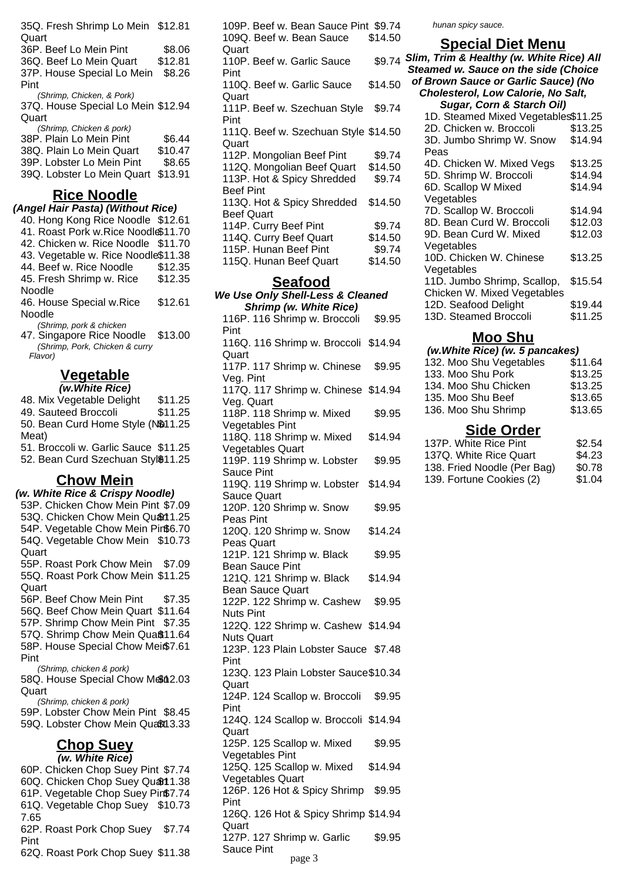35Q. Fresh Shrimp Lo Mein Quart $12.81
36P. Beef Lo Mein Pint $8.06
36Q. Beef Lo Mein Quart $12.81
37P. House Special Lo Mein Pint $8.26
*(Shrimp, Chicken, & Pork)*
37Q. House Special Lo Mein Quart $12.94
*(Shrimp, Chicken & pork)*
38P. Plain Lo Mein Pint $6.44
38Q. Plain Lo Mein Quart $10.47
39P. Lobster Lo Mein Pint $8.65
39Q. Lobster Lo Mein Quart $13.91

## Rice Noodle

***(Angel Hair Pasta) (Without Rice)***

40. Hong Kong Rice Noodle $12.61
41. Roast Pork w.Rice Noodle $11.70
42. Chicken w. Rice Noodle $11.70
43. Vegetable w. Rice Noodle $11.38
44. Beef w. Rice Noodle $12.35
45. Fresh Shrimp w. Rice Noodle $12.35
46. House Special w.Rice Noodle $12.61
*(Shrimp, pork & chicken*
47. Singapore Rice Noodle $13.00
*(Shrimp, Pork, Chicken & curry Flavor)*

## Vegetable

***(w.White Rice)***

48. Mix Vegetable Delight $11.25
49. Sauteed Broccoli $11.25
50. Bean Curd Home Style (No Meat) $11.25
51. Broccoli w. Garlic Sauce $11.25
52. Bean Curd Szechuan Style $11.25

## Chow Mein

***(w. White Rice & Crispy Noodle)***

53P. Chicken Chow Mein Pint $7.09
53Q. Chicken Chow Mein Quart $11.25
54P. Vegetable Chow Mein Pint $6.70
54Q. Vegetable Chow Mein Quart $10.73
55P. Roast Pork Chow Mein $7.09
55Q. Roast Pork Chow Mein Quart $11.25
56P. Beef Chow Mein Pint $7.35
56Q. Beef Chow Mein Quart $11.64
57P. Shrimp Chow Mein Pint $7.35
57Q. Shrimp Chow Mein Quart $11.64
58P. House Special Chow Mein Pint $7.61
*(Shrimp, chicken & pork)*
58Q. House Special Chow Mein Quart $12.03
*(Shrimp, chicken & pork)*
59P. Lobster Chow Mein Pint $8.45
59Q. Lobster Chow Mein Quart $13.33

## Chop Suey

***(w. White Rice)***

60P. Chicken Chop Suey Pint $7.74
60Q. Chicken Chop Suey Quart $11.38
61P. Vegetable Chop Suey Pint $7.74
61Q. Vegetable Chop Suey $10.73 7.65
62P. Roast Pork Chop Suey Pint $7.74
62Q. Roast Pork Chop Suey $11.38

109P. Beef w. Bean Sauce Pint $9.74
109Q. Beef w. Bean Sauce Quart $14.50
110P. Beef w. Garlic Sauce Pint $9.74
110Q. Beef w. Garlic Sauce Quart $14.50
111P. Beef w. Szechuan Style Pint $9.74
111Q. Beef w. Szechuan Style Quart $14.50
112P. Mongolian Beef Pint $9.74
112Q. Mongolian Beef Quart $14.50
113P. Hot & Spicy Shredded Beef Pint $9.74
113Q. Hot & Spicy Shredded Beef Quart $14.50
114P. Curry Beef Pint $9.74
114Q. Curry Beef Quart $14.50
115P. Hunan Beef Pint $9.74
115Q. Hunan Beef Quart $14.50

## Seafood

***We Use Only Shell-Less & Cleaned Shrimp (w. White Rice)***

116P. 116 Shrimp w. Broccoli Pint $9.95
116Q. 116 Shrimp w. Broccoli Quart $14.94
117P. 117 Shrimp w. Chinese Veg. Pint $9.95
117Q. 117 Shrimp w. Chinese Veg. Quart $14.94
118P. 118 Shrimp w. Mixed Vegetables Pint $9.95
118Q. 118 Shrimp w. Mixed Vegetables Quart $14.94
119P. 119 Shrimp w. Lobster Sauce Pint $9.95
119Q. 119 Shrimp w. Lobster Sauce Quart $14.94
120P. 120 Shrimp w. Snow Peas Pint $9.95
120Q. 120 Shrimp w. Snow Peas Quart $14.24
121P. 121 Shrimp w. Black Bean Sauce Pint $9.95
121Q. 121 Shrimp w. Black Bean Sauce Quart $14.94
122P. 122 Shrimp w. Cashew Nuts Pint $9.95
122Q. 122 Shrimp w. Cashew Nuts Quart $14.94
123P. 123 Plain Lobster Sauce Pint $7.48
123Q. 123 Plain Lobster Sauce Quart $10.34
124P. 124 Scallop w. Broccoli Pint $9.95
124Q. 124 Scallop w. Broccoli Quart $14.94
125P. 125 Scallop w. Mixed Vegetables Pint $9.95
125Q. 125 Scallop w. Mixed Vegetables Quart $14.94
126P. 126 Hot & Spicy Shrimp Pint $9.95
126Q. 126 Hot & Spicy Shrimp Quart $14.94
127P. 127 Shrimp w. Garlic Sauce Pint $9.95

*hunan spicy sauce.*

## Special Diet Menu

***Slim, Trim & Healthy (w. White Rice) All Steamed w. Sauce on the side (Choice of Brown Sauce or Garlic Sauce) (No Cholesterol, Low Calorie, No Salt, Sugar, Corn & Starch Oil)***

1D. Steamed Mixed Vegetables $11.25
2D. Chicken w. Broccoli $13.25
3D. Jumbo Shrimp W. Snow Peas $14.94
4D. Chicken W. Mixed Vegs $13.25
5D. Shrimp W. Broccoli $14.94
6D. Scallop W Mixed Vegetables $14.94
7D. Scallop W. Broccoli $14.94
8D. Bean Curd W. Broccoli $12.03
9D. Bean Curd W. Mixed Vegetables $12.03
10D. Chicken W. Chinese Vegetables $13.25
11D. Jumbo Shrimp, Scallop, Chicken W. Mixed Vegetables $15.54
12D. Seafood Delight $19.44
13D. Steamed Broccoli $11.25

## Moo Shu

***(w.White Rice) (w. 5 pancakes)***

132. Moo Shu Vegetables $11.64
133. Moo Shu Pork $13.25
134. Moo Shu Chicken $13.25
135. Moo Shu Beef $13.65
136. Moo Shu Shrimp $13.65

## Side Order

137P. White Rice Pint $2.54
137Q. White Rice Quart $4.23
138. Fried Noodle (Per Bag) $0.78
139. Fortune Cookies (2) $1.04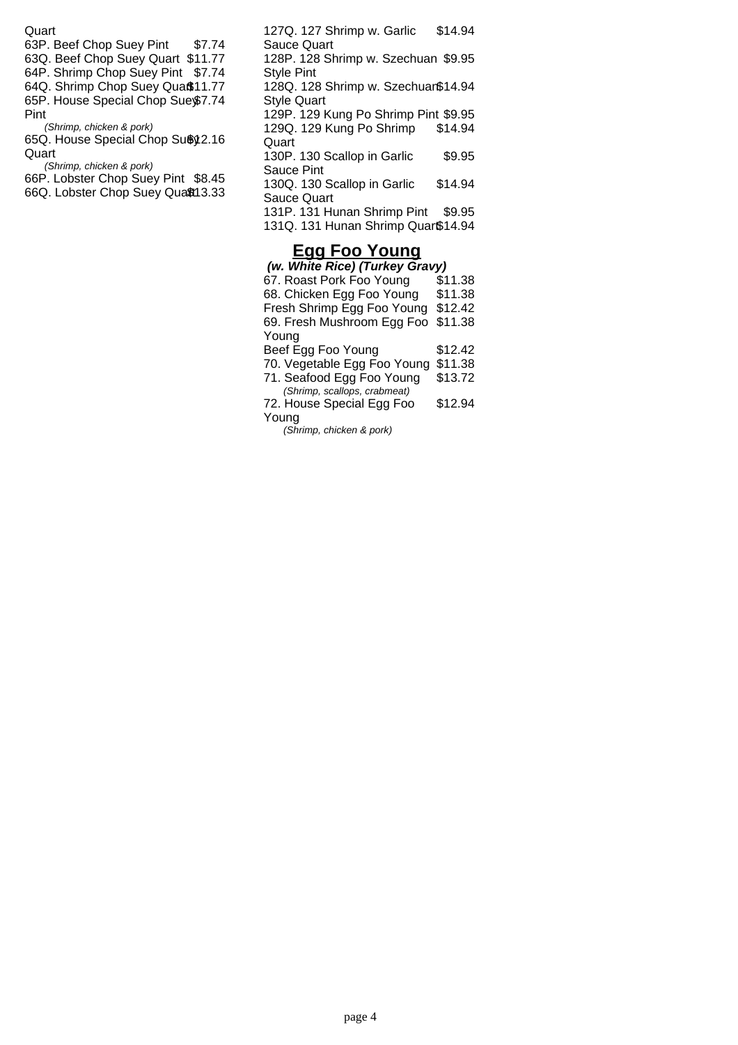Quart

63P. Beef Chop Suey Pint $7.74

63Q. Beef Chop Suey Quart $11.77

64P. Shrimp Chop Suey Pint $7.74

64Q. Shrimp Chop Suey Quart $11.77

65P. House Special Chop Suey Pint $7.74

*(Shrimp, chicken & pork)*

65Q. House Special Chop Suey Quart $12.16

*(Shrimp, chicken & pork)*

66P. Lobster Chop Suey Pint $8.45

66Q. Lobster Chop Suey Quart $13.33

127Q. 127 Shrimp w. Garlic Sauce Quart $14.94

128P. 128 Shrimp w. Szechuan Style Pint $9.95

128Q. 128 Shrimp w. Szechuan Style Quart $14.94

129P. 129 Kung Po Shrimp Pint $9.95

129Q. 129 Kung Po Shrimp Quart $14.94

130P. 130 Scallop in Garlic Sauce Pint $9.95

130Q. 130 Scallop in Garlic Sauce Quart $14.94

131P. 131 Hunan Shrimp Pint $9.95

131Q. 131 Hunan Shrimp Quart $14.94

## Egg Foo Young

***(w. White Rice) (Turkey Gravy)***

67. Roast Pork Foo Young $11.38

68. Chicken Egg Foo Young $11.38

Fresh Shrimp Egg Foo Young $12.42

69. Fresh Mushroom Egg Foo Young $11.38

Beef Egg Foo Young $12.42

70. Vegetable Egg Foo Young $11.38

71. Seafood Egg Foo Young $13.72

*(Shrimp, scallops, crabmeat)*

72. House Special Egg Foo Young $12.94

*(Shrimp, chicken & pork)*